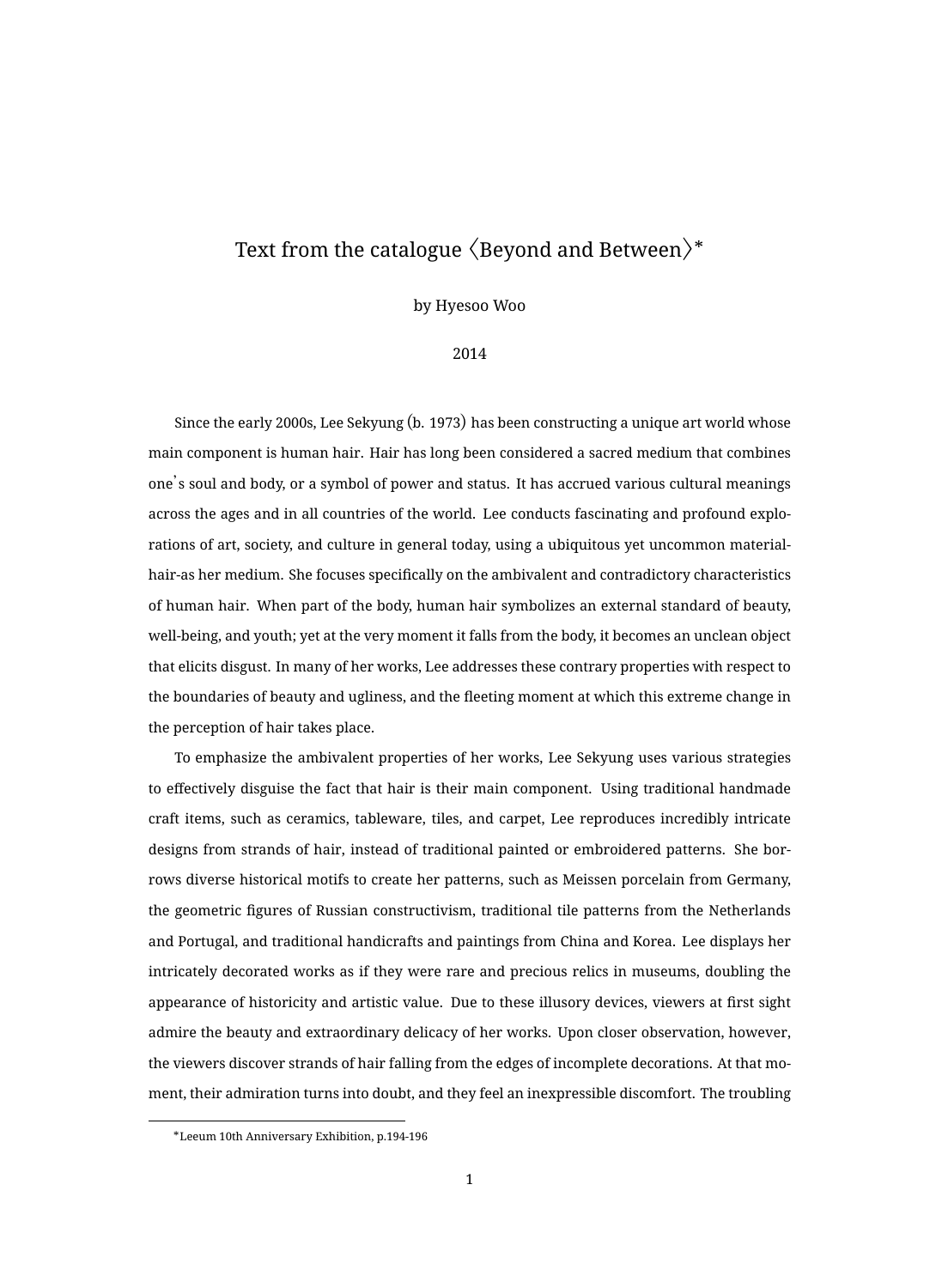# Text from the catalogue 〈Beyond and Between〉*

by Hyesoo Woo

2014

Since the early 2000s, Lee Sekyung (b. 1973) has been constructing a unique art world whose main component is human hair. Hair has long been considered a sacred medium that combines one's soul and body, or a symbol of power and status. It has accrued various cultural meanings across the ages and in all countries of the world. Lee conducts fascinating and profound explorations of art, society, and culture in general today, using a ubiquitous yet uncommon material-hair-as her medium. She focuses specifically on the ambivalent and contradictory characteristics of human hair. When part of the body, human hair symbolizes an external standard of beauty, well-being, and youth; yet at the very moment it falls from the body, it becomes an unclean object that elicits disgust. In many of her works, Lee addresses these contrary properties with respect to the boundaries of beauty and ugliness, and the fleeting moment at which this extreme change in the perception of hair takes place.

To emphasize the ambivalent properties of her works, Lee Sekyung uses various strategies to effectively disguise the fact that hair is their main component. Using traditional handmade craft items, such as ceramics, tableware, tiles, and carpet, Lee reproduces incredibly intricate designs from strands of hair, instead of traditional painted or embroidered patterns. She borrows diverse historical motifs to create her patterns, such as Meissen porcelain from Germany, the geometric figures of Russian constructivism, traditional tile patterns from the Netherlands and Portugal, and traditional handicrafts and paintings from China and Korea. Lee displays her intricately decorated works as if they were rare and precious relics in museums, doubling the appearance of historicity and artistic value. Due to these illusory devices, viewers at first sight admire the beauty and extraordinary delicacy of her works. Upon closer observation, however, the viewers discover strands of hair falling from the edges of incomplete decorations. At that moment, their admiration turns into doubt, and they feel an inexpressible discomfort. The troubling

*Leeum 10th Anniversary Exhibition, p.194-196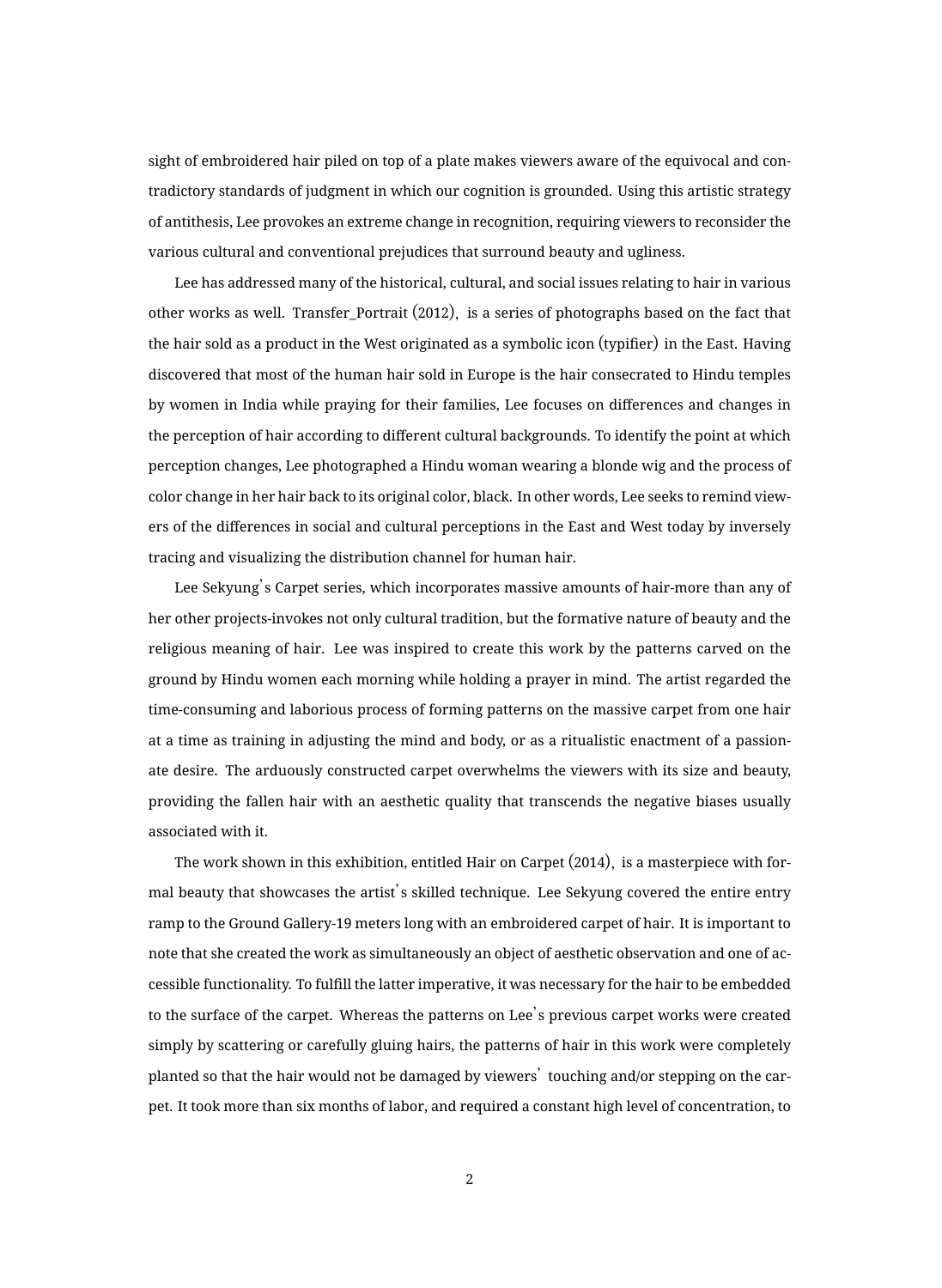sight of embroidered hair piled on top of a plate makes viewers aware of the equivocal and contradictory standards of judgment in which our cognition is grounded. Using this artistic strategy of antithesis, Lee provokes an extreme change in recognition, requiring viewers to reconsider the various cultural and conventional prejudices that surround beauty and ugliness.

Lee has addressed many of the historical, cultural, and social issues relating to hair in various other works as well. Transfer_Portrait (2012), is a series of photographs based on the fact that the hair sold as a product in the West originated as a symbolic icon (typifier) in the East. Having discovered that most of the human hair sold in Europe is the hair consecrated to Hindu temples by women in India while praying for their families, Lee focuses on differences and changes in the perception of hair according to different cultural backgrounds. To identify the point at which perception changes, Lee photographed a Hindu woman wearing a blonde wig and the process of color change in her hair back to its original color, black. In other words, Lee seeks to remind viewers of the differences in social and cultural perceptions in the East and West today by inversely tracing and visualizing the distribution channel for human hair.

Lee Sekyung's Carpet series, which incorporates massive amounts of hair-more than any of her other projects-invokes not only cultural tradition, but the formative nature of beauty and the religious meaning of hair. Lee was inspired to create this work by the patterns carved on the ground by Hindu women each morning while holding a prayer in mind. The artist regarded the time-consuming and laborious process of forming patterns on the massive carpet from one hair at a time as training in adjusting the mind and body, or as a ritualistic enactment of a passionate desire. The arduously constructed carpet overwhelms the viewers with its size and beauty, providing the fallen hair with an aesthetic quality that transcends the negative biases usually associated with it.

The work shown in this exhibition, entitled Hair on Carpet (2014), is a masterpiece with formal beauty that showcases the artist's skilled technique. Lee Sekyung covered the entire entry ramp to the Ground Gallery-19 meters long with an embroidered carpet of hair. It is important to note that she created the work as simultaneously an object of aesthetic observation and one of accessible functionality. To fulfill the latter imperative, it was necessary for the hair to be embedded to the surface of the carpet. Whereas the patterns on Lee's previous carpet works were created simply by scattering or carefully gluing hairs, the patterns of hair in this work were completely planted so that the hair would not be damaged by viewers' touching and/or stepping on the carpet. It took more than six months of labor, and required a constant high level of concentration, to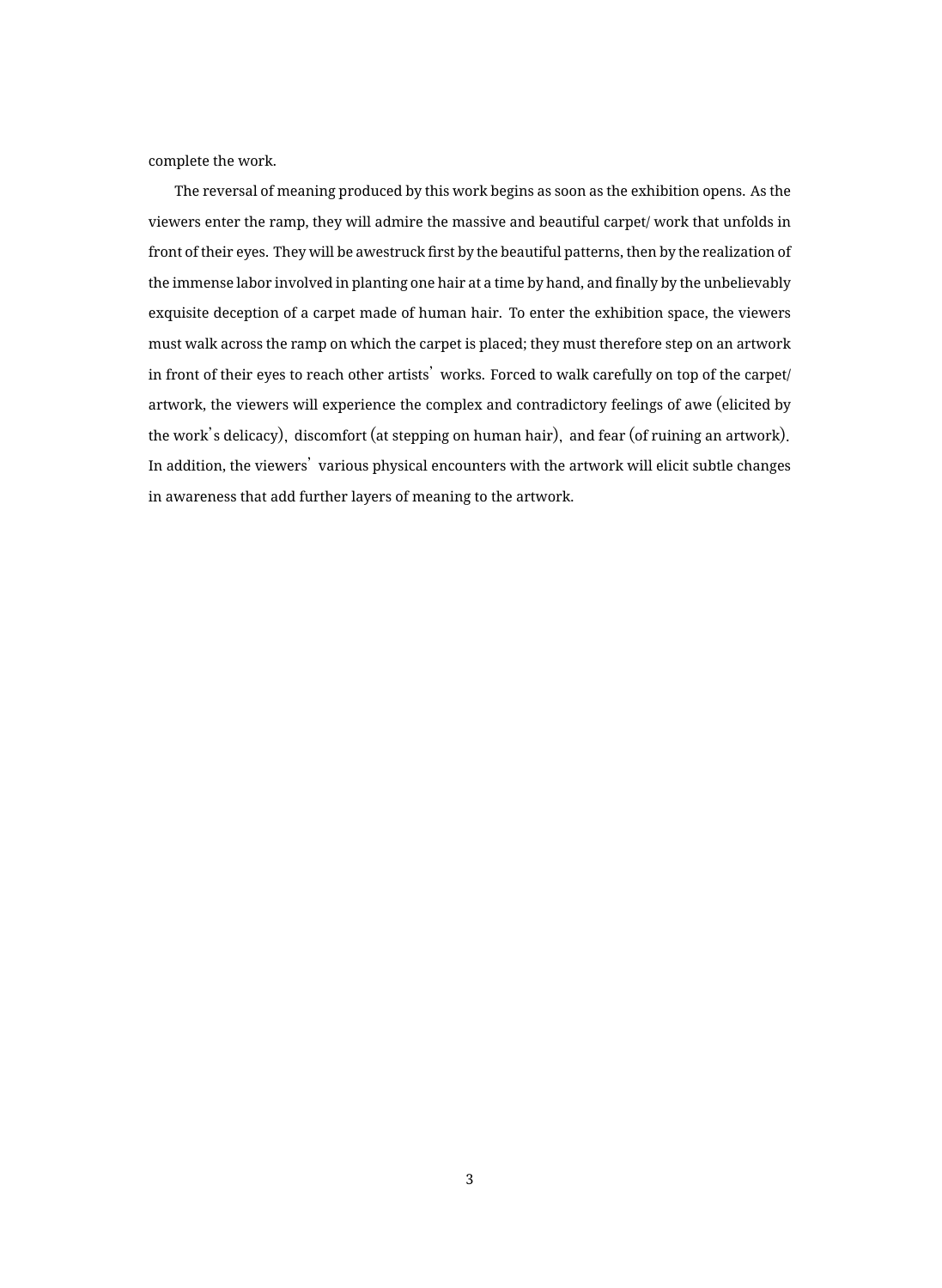complete the work.

The reversal of meaning produced by this work begins as soon as the exhibition opens. As the viewers enter the ramp, they will admire the massive and beautiful carpet/ work that unfolds in front of their eyes. They will be awestruck first by the beautiful patterns, then by the realization of the immense labor involved in planting one hair at a time by hand, and finally by the unbelievably exquisite deception of a carpet made of human hair. To enter the exhibition space, the viewers must walk across the ramp on which the carpet is placed; they must therefore step on an artwork in front of their eyes to reach other artists' works. Forced to walk carefully on top of the carpet/ artwork, the viewers will experience the complex and contradictory feelings of awe (elicited by the work's delicacy), discomfort (at stepping on human hair), and fear (of ruining an artwork). In addition, the viewers' various physical encounters with the artwork will elicit subtle changes in awareness that add further layers of meaning to the artwork.